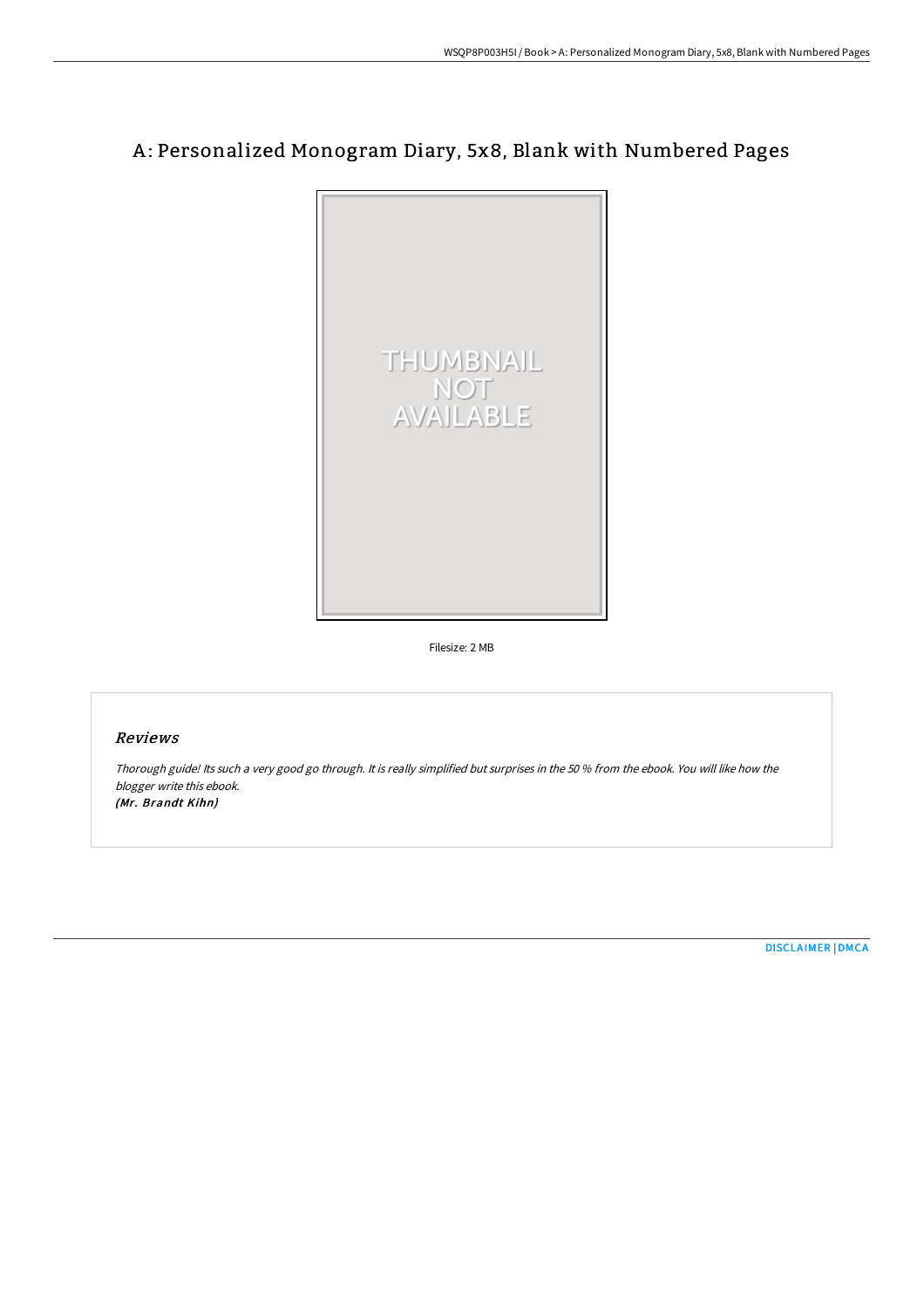# A: Personalized Monogram Diary, 5x8, Blank with Numbered Pages

THUMBNAIL NOT AVAILABLE

Filesize: 2 MB

## Reviews

*Thorough guide! Its such a very good go through. It is really simplified but surprises in the 50 % from the ebook. You will like how the blogger write this ebook.*
***(Mr. Brandt Kihn)***

DISCLAIMER | DMCA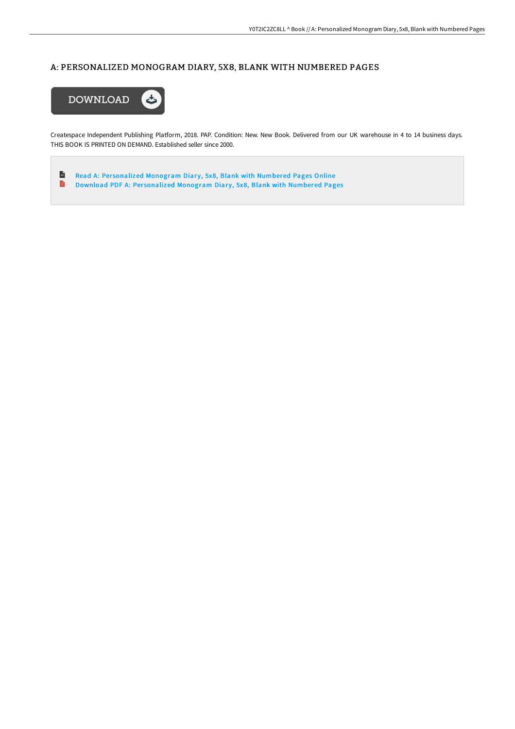## A: PERSONALIZED MONOGRAM DIARY, 5X8, BLANK WITH NUMBERED PAGES

DOWNLOAD

Createspace Independent Publishing Platform, 2018. PAP. Condition: New. New Book. Delivered from our UK warehouse in 4 to 14 business days. THIS BOOK IS PRINTED ON DEMAND. Established seller since 2000.

- Read A: Personalized Monogram Diary, 5x8, Blank with Numbered Pages Online
- Download PDF A: Personalized Monogram Diary, 5x8, Blank with Numbered Pages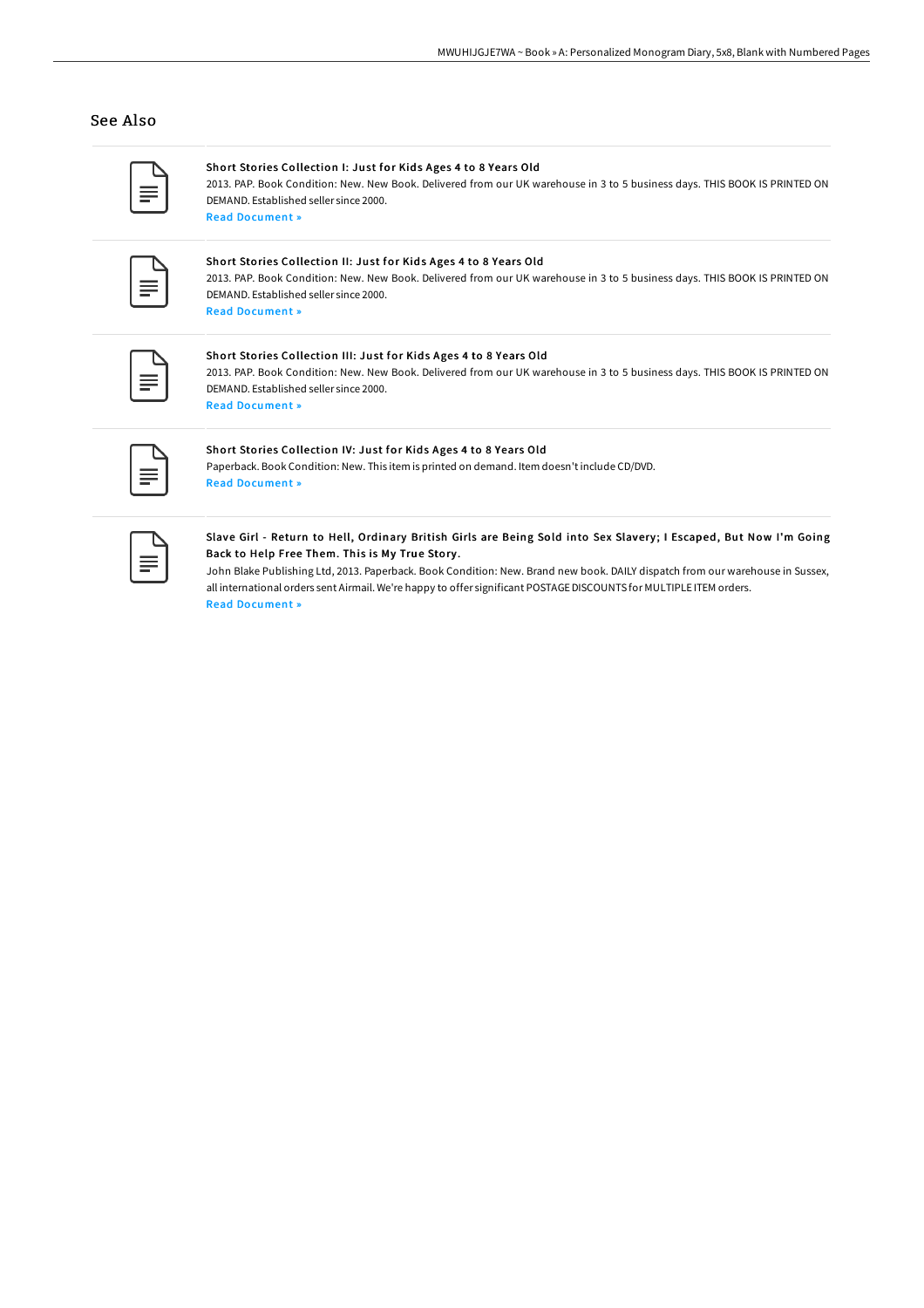## See Also

**Short Stories Collection I: Just for Kids Ages 4 to 8 Years Old**

2013. PAP. Book Condition: New. New Book. Delivered from our UK warehouse in 3 to 5 business days. THIS BOOK IS PRINTED ON DEMAND. Established seller since 2000.

Read Document »

**Short Stories Collection II: Just for Kids Ages 4 to 8 Years Old**

2013. PAP. Book Condition: New. New Book. Delivered from our UK warehouse in 3 to 5 business days. THIS BOOK IS PRINTED ON DEMAND. Established seller since 2000.

Read Document »

**Short Stories Collection III: Just for Kids Ages 4 to 8 Years Old**

2013. PAP. Book Condition: New. New Book. Delivered from our UK warehouse in 3 to 5 business days. THIS BOOK IS PRINTED ON DEMAND. Established seller since 2000.

Read Document »

**Short Stories Collection IV: Just for Kids Ages 4 to 8 Years Old**

Paperback. Book Condition: New. This item is printed on demand. Item doesn't include CD/DVD.

Read Document »

**Slave Girl - Return to Hell, Ordinary British Girls are Being Sold into Sex Slavery; I Escaped, But Now I'm Going Back to Help Free Them. This is My True Story.**

John Blake Publishing Ltd, 2013. Paperback. Book Condition: New. Brand new book. DAILY dispatch from our warehouse in Sussex, all international orders sent Airmail. We're happy to offer significant POSTAGE DISCOUNTS for MULTIPLE ITEM orders.

Read Document »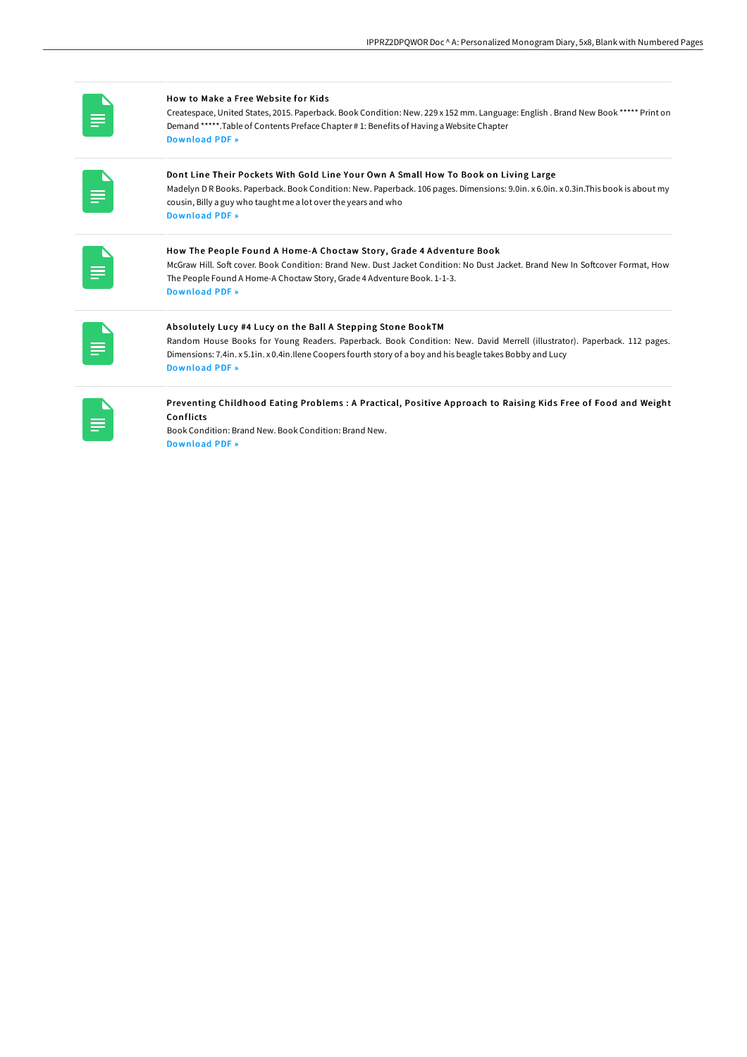### How to Make a Free Website for Kids

Createspace, United States, 2015. Paperback. Book Condition: New. 229 x 152 mm. Language: English . Brand New Book ***** Print on Demand *****.Table of Contents Preface Chapter # 1: Benefits of Having a Website Chapter

Download PDF »

### Dont Line Their Pockets With Gold Line Your Own A Small How To Book on Living Large

Madelyn D R Books. Paperback. Book Condition: New. Paperback. 106 pages. Dimensions: 9.0in. x 6.0in. x 0.3in.This book is about my cousin, Billy a guy who taught me a lot over the years and who

Download PDF »

### How The People Found A Home-A Choctaw Story, Grade 4 Adventure Book

McGraw Hill. Soft cover. Book Condition: Brand New. Dust Jacket Condition: No Dust Jacket. Brand New In Softcover Format, How The People Found A Home-A Choctaw Story, Grade 4 Adventure Book. 1-1-3.

Download PDF »

### Absolutely Lucy #4 Lucy on the Ball A Stepping Stone BookTM

Random House Books for Young Readers. Paperback. Book Condition: New. David Merrell (illustrator). Paperback. 112 pages. Dimensions: 7.4in. x 5.1in. x 0.4in.Ilene Coopers fourth story of a boy and his beagle takes Bobby and Lucy

Download PDF »

### Preventing Childhood Eating Problems : A Practical, Positive Approach to Raising Kids Free of Food and Weight Conflicts

Book Condition: Brand New. Book Condition: Brand New.

Download PDF »